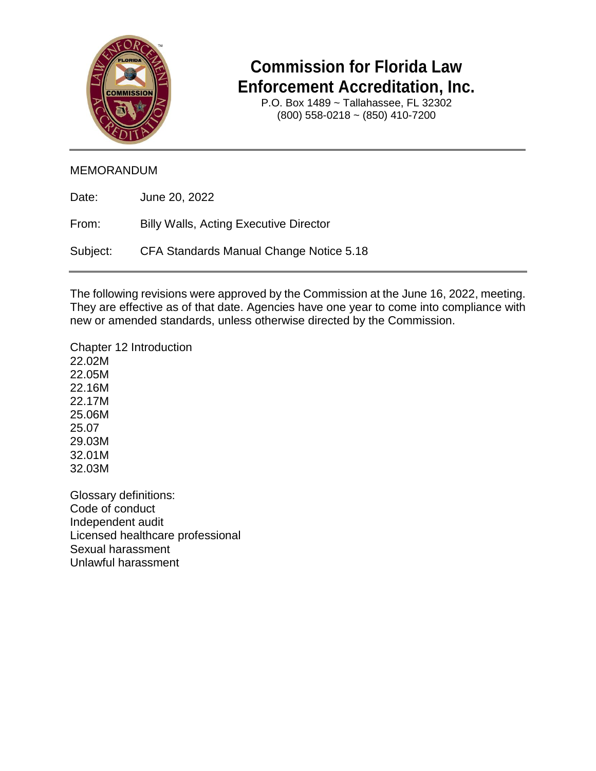# Commission for Florida Law Enforcement Accreditation, Inc.

P.O. Box 1489 ~ Tallahassee, FL 32302
(800) 558-0218 ~ (850) 410-7200

---

MEMORANDUM

Date: June 20, 2022

From: Billy Walls, Acting Executive Director

Subject: CFA Standards Manual Change Notice 5.18

---

The following revisions were approved by the Commission at the June 16, 2022, meeting. They are effective as of that date. Agencies have one year to come into compliance with new or amended standards, unless otherwise directed by the Commission.

Chapter 12 Introduction
22.02M
22.05M
22.16M
22.17M
25.06M
25.07
29.03M
32.01M
32.03M

Glossary definitions:
Code of conduct
Independent audit
Licensed healthcare professional
Sexual harassment
Unlawful harassment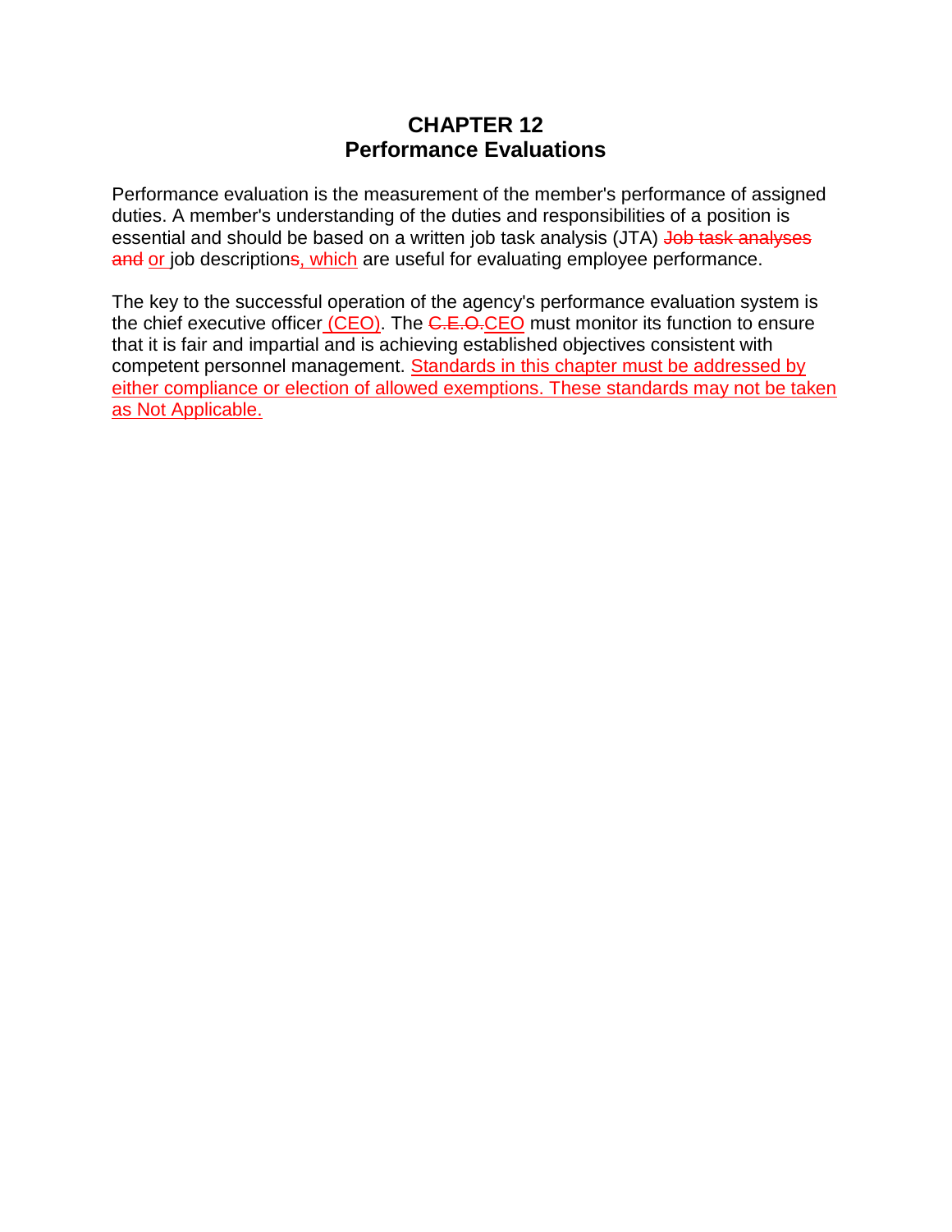# CHAPTER 12
# Performance Evaluations

Performance evaluation is the measurement of the member's performance of assigned duties. A member's understanding of the duties and responsibilities of a position is essential and should be based on a written job task analysis (JTA) ~~Job task analyses and~~ or job description~~s~~, which are useful for evaluating employee performance.

The key to the successful operation of the agency's performance evaluation system is the chief executive officer (CEO). The ~~C.E.O.~~CEO must monitor its function to ensure that it is fair and impartial and is achieving established objectives consistent with competent personnel management. Standards in this chapter must be addressed by either compliance or election of allowed exemptions. These standards may not be taken as Not Applicable.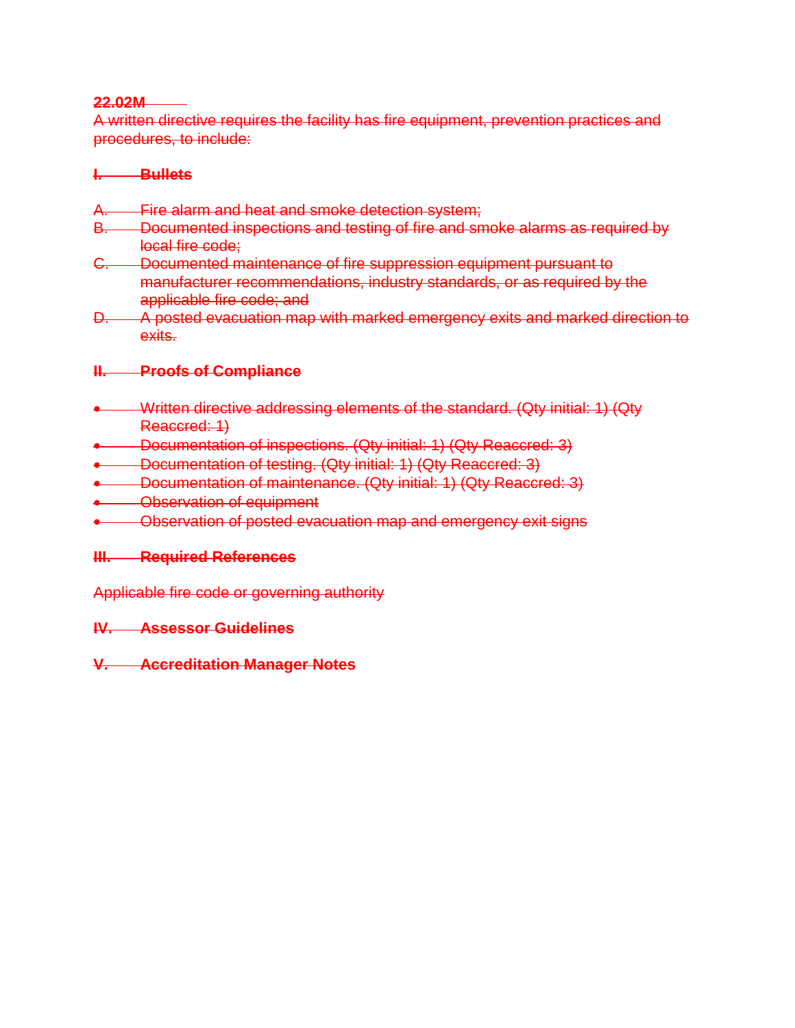~~**22.02M**~~

~~A written directive requires the facility has fire equipment, prevention practices and procedures, to include:~~

~~**I. Bullets**~~

~~A. Fire alarm and heat and smoke detection system;~~
~~B. Documented inspections and testing of fire and smoke alarms as required by local fire code;~~
~~C. Documented maintenance of fire suppression equipment pursuant to manufacturer recommendations, industry standards, or as required by the applicable fire code; and~~
~~D. A posted evacuation map with marked emergency exits and marked direction to exits.~~

~~**II. Proofs of Compliance**~~

- ~~Written directive addressing elements of the standard. (Qty initial: 1) (Qty Reaccred: 1)~~
- ~~Documentation of inspections. (Qty initial: 1) (Qty Reaccred: 3)~~
- ~~Documentation of testing. (Qty initial: 1) (Qty Reaccred: 3)~~
- ~~Documentation of maintenance. (Qty initial: 1) (Qty Reaccred: 3)~~
- ~~Observation of equipment~~
- ~~Observation of posted evacuation map and emergency exit signs~~

~~**III. Required References**~~

~~Applicable fire code or governing authority~~

~~**IV. Assessor Guidelines**~~

~~**V. Accreditation Manager Notes**~~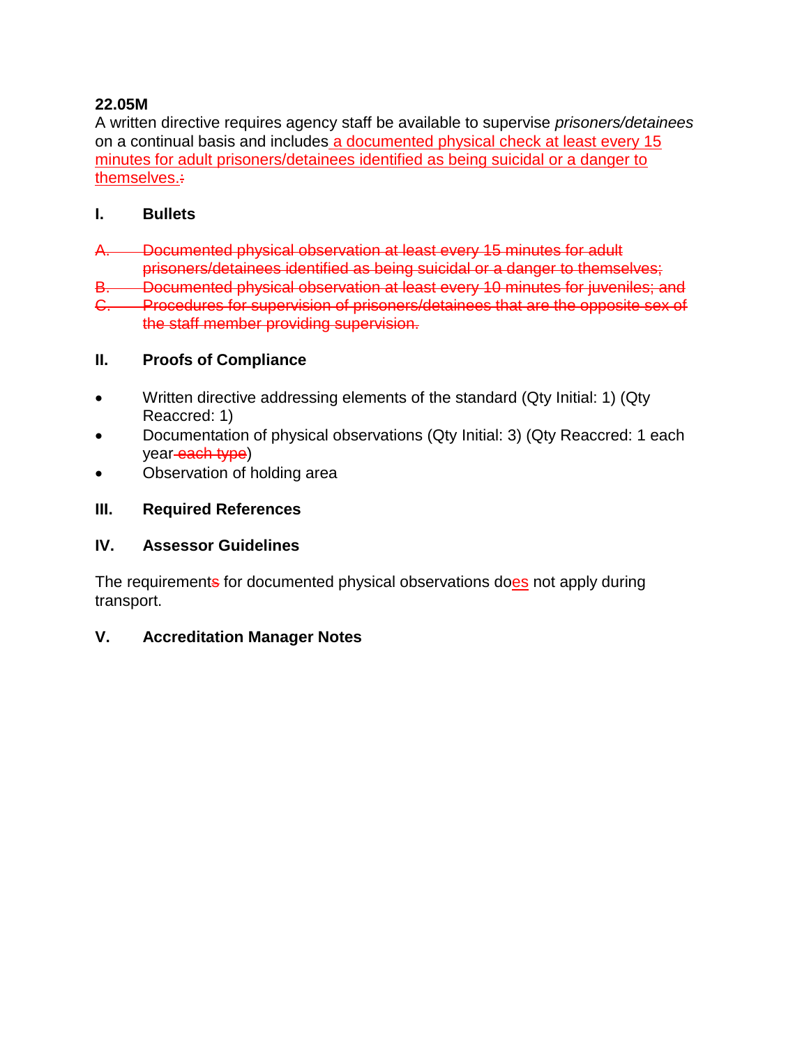**22.05M**

A written directive requires agency staff be available to supervise *prisoners/detainees* on a continual basis and includes a documented physical check at least every 15 minutes for adult prisoners/detainees identified as being suicidal or a danger to themselves.~~:~~

### I. Bullets

~~A. Documented physical observation at least every 15 minutes for adult prisoners/detainees identified as being suicidal or a danger to themselves;~~

~~B. Documented physical observation at least every 10 minutes for juveniles; and~~

~~C. Procedures for supervision of prisoners/detainees that are the opposite sex of the staff member providing supervision.~~

### II. Proofs of Compliance

- Written directive addressing elements of the standard (Qty Initial: 1) (Qty Reaccred: 1)
- Documentation of physical observations (Qty Initial: 3) (Qty Reaccred: 1 each year~~ each type~~)
- Observation of holding area

### III. Required References

### IV. Assessor Guidelines

The requirement~~s~~ for documented physical observations does not apply during transport.

### V. Accreditation Manager Notes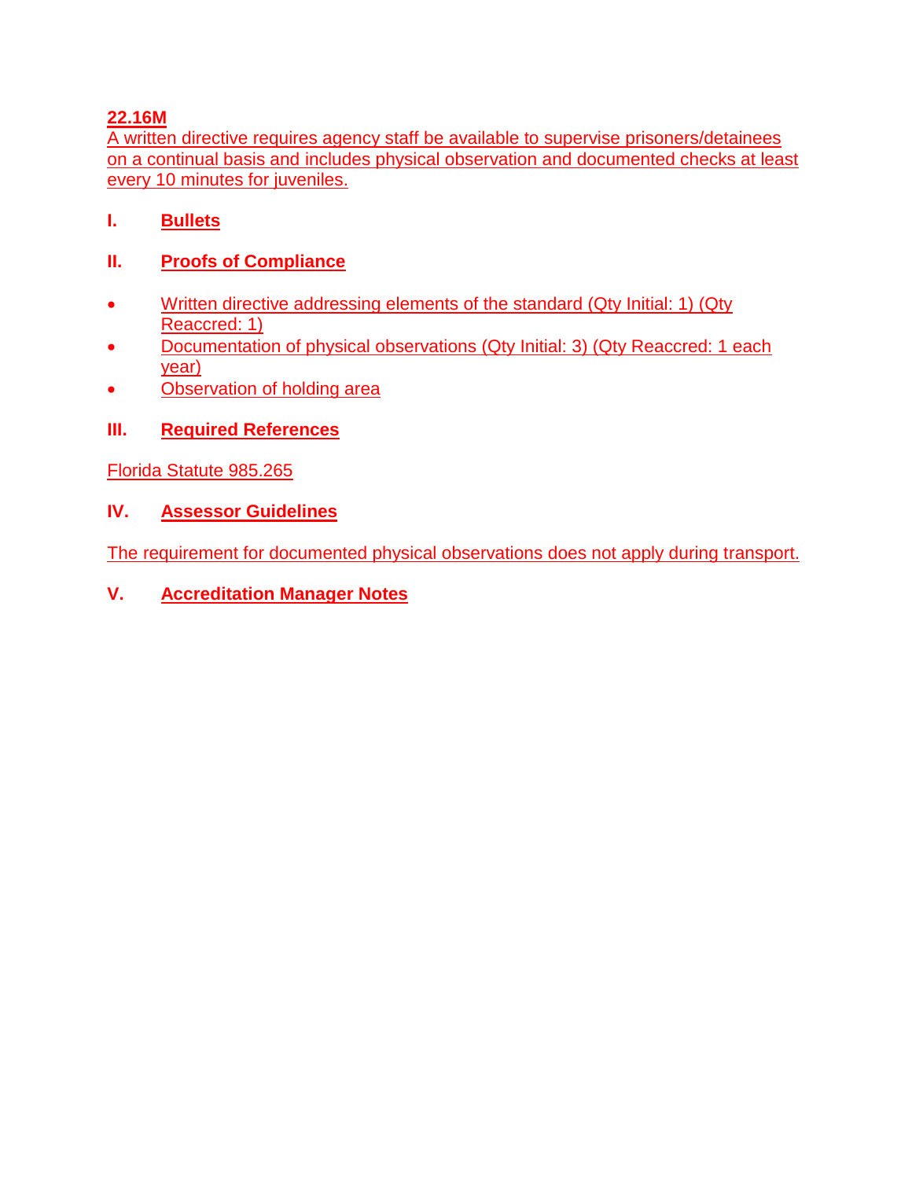**22.16M**

A written directive requires agency staff be available to supervise prisoners/detainees on a continual basis and includes physical observation and documented checks at least every 10 minutes for juveniles.

## I. Bullets

## II. Proofs of Compliance

- Written directive addressing elements of the standard (Qty Initial: 1) (Qty Reaccred: 1)
- Documentation of physical observations (Qty Initial: 3) (Qty Reaccred: 1 each year)
- Observation of holding area

## III. Required References

Florida Statute 985.265

## IV. Assessor Guidelines

The requirement for documented physical observations does not apply during transport.

## V. Accreditation Manager Notes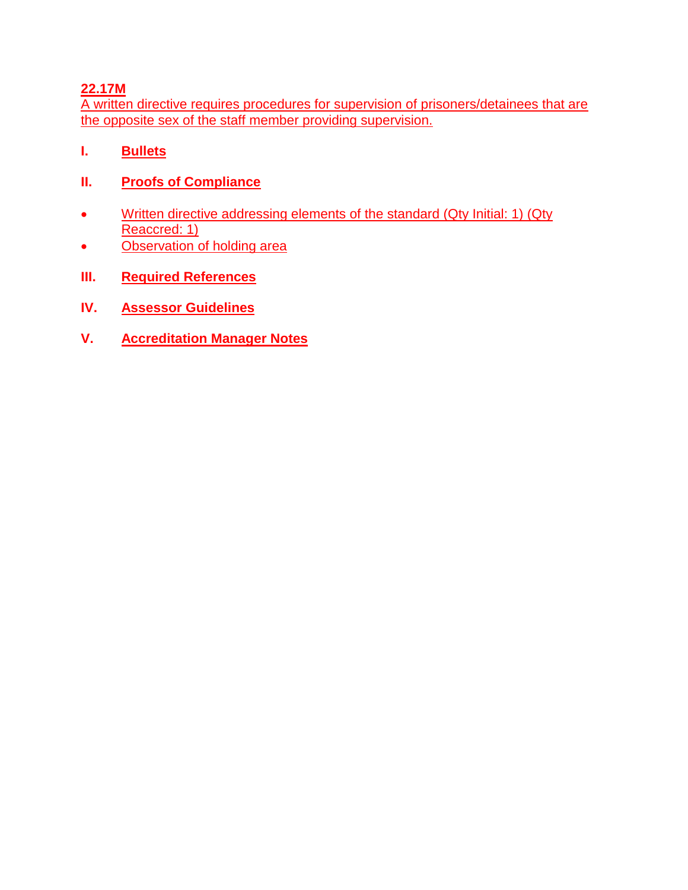**22.17M**

A written directive requires procedures for supervision of prisoners/detainees that are the opposite sex of the staff member providing supervision.

## I. Bullets

## II. Proofs of Compliance

- Written directive addressing elements of the standard (Qty Initial: 1) (Qty Reaccred: 1)
- Observation of holding area

## III. Required References

## IV. Assessor Guidelines

## V. Accreditation Manager Notes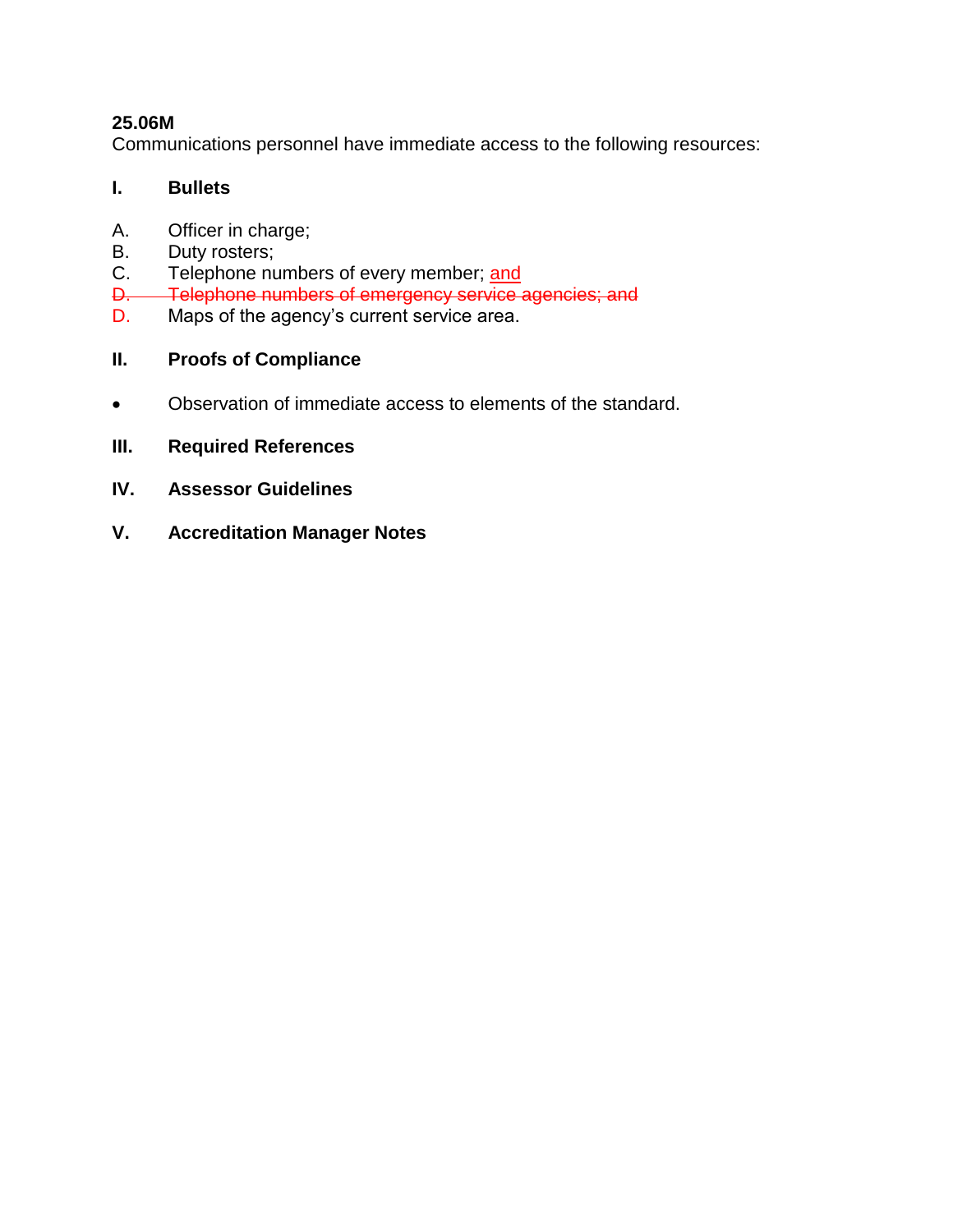**25.06M**
Communications personnel have immediate access to the following resources:

**I. Bullets**

A. Officer in charge;
B. Duty rosters;
C. Telephone numbers of every member; and
~~D. Telephone numbers of emergency service agencies; and~~
D. Maps of the agency's current service area.

**II. Proofs of Compliance**

- Observation of immediate access to elements of the standard.

**III. Required References**

**IV. Assessor Guidelines**

**V. Accreditation Manager Notes**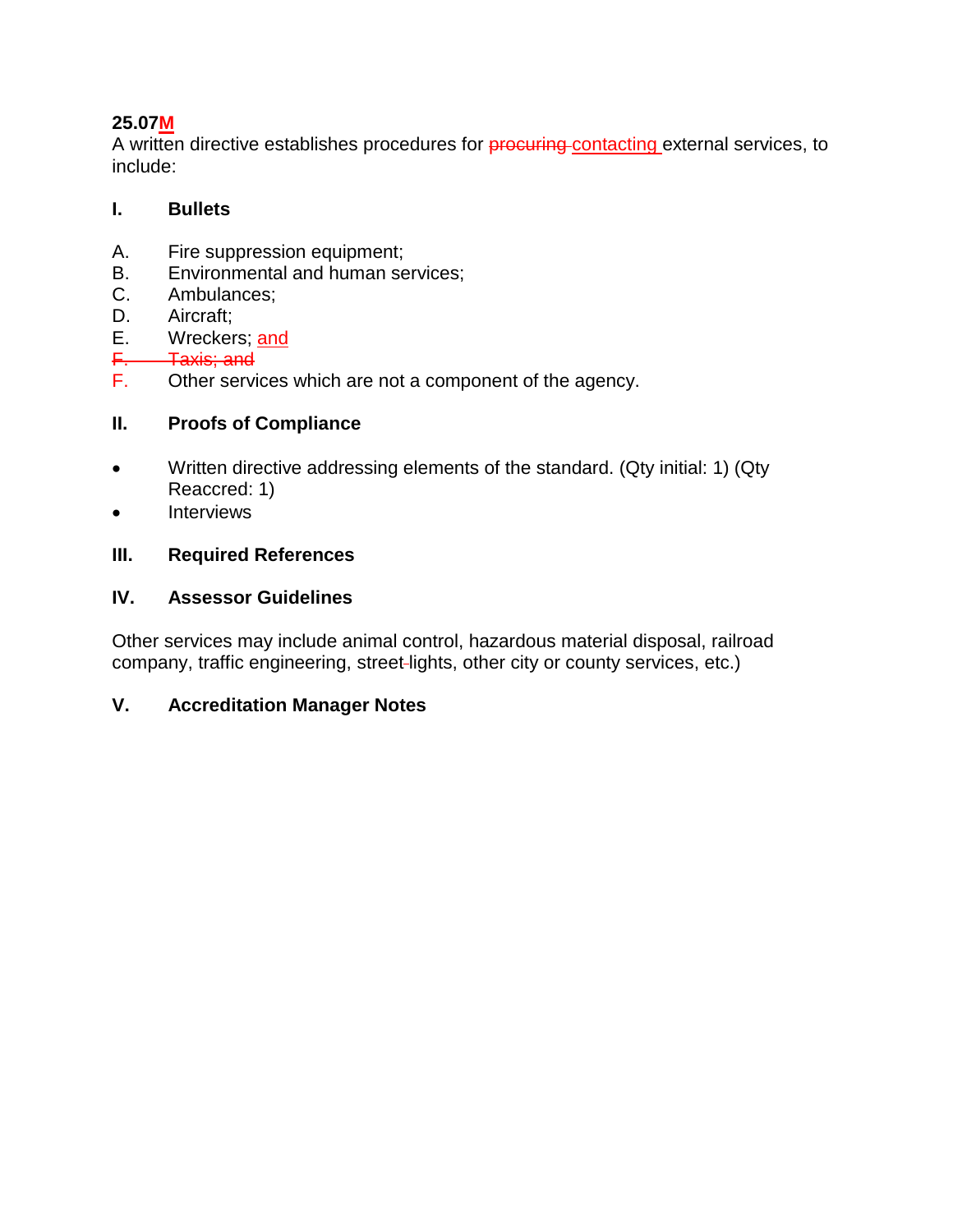**25.07M**

A written directive establishes procedures for ~~procuring~~ contacting external services, to include:

## I. Bullets

A. Fire suppression equipment;
B. Environmental and human services;
C. Ambulances;
D. Aircraft;
E. Wreckers; and
~~F. Taxis; and~~
F. Other services which are not a component of the agency.

## II. Proofs of Compliance

- Written directive addressing elements of the standard. (Qty initial: 1) (Qty Reaccred: 1)
- Interviews

## III. Required References

## IV. Assessor Guidelines

Other services may include animal control, hazardous material disposal, railroad company, traffic engineering, street~~-~~lights, other city or county services, etc.)

## V. Accreditation Manager Notes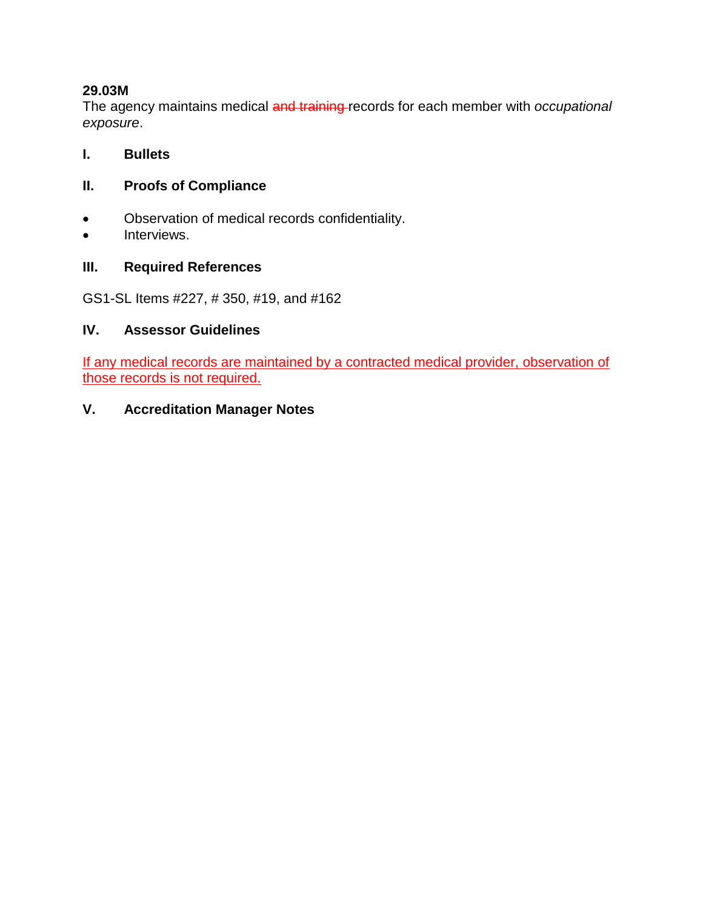**29.03M**
The agency maintains medical ~~and training~~ records for each member with *occupational exposure*.

**I. Bullets**

**II. Proofs of Compliance**

- Observation of medical records confidentiality.
- Interviews.

**III. Required References**

GS1-SL Items #227, # 350, #19, and #162

**IV. Assessor Guidelines**

If any medical records are maintained by a contracted medical provider, observation of those records is not required.

**V. Accreditation Manager Notes**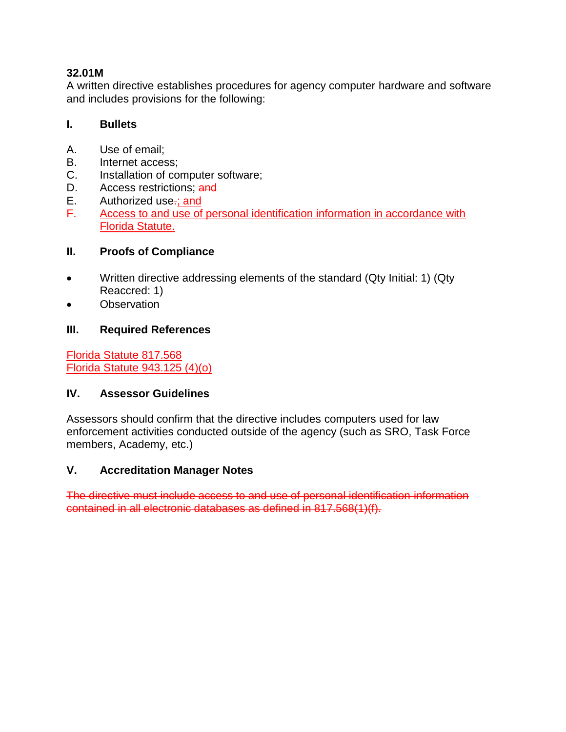**32.01M**
A written directive establishes procedures for agency computer hardware and software and includes provisions for the following:

## I. Bullets

A. Use of email;
B. Internet access;
C. Installation of computer software;
D. Access restrictions; ~~and~~
E. Authorized use~~.~~; and
F. Access to and use of personal identification information in accordance with Florida Statute.

## II. Proofs of Compliance

- Written directive addressing elements of the standard (Qty Initial: 1) (Qty Reaccred: 1)
- Observation

## III. Required References

Florida Statute 817.568
Florida Statute 943.125 (4)(o)

## IV. Assessor Guidelines

Assessors should confirm that the directive includes computers used for law enforcement activities conducted outside of the agency (such as SRO, Task Force members, Academy, etc.)

## V. Accreditation Manager Notes

~~The directive must include access to and use of personal identification information contained in all electronic databases as defined in 817.568(1)(f).~~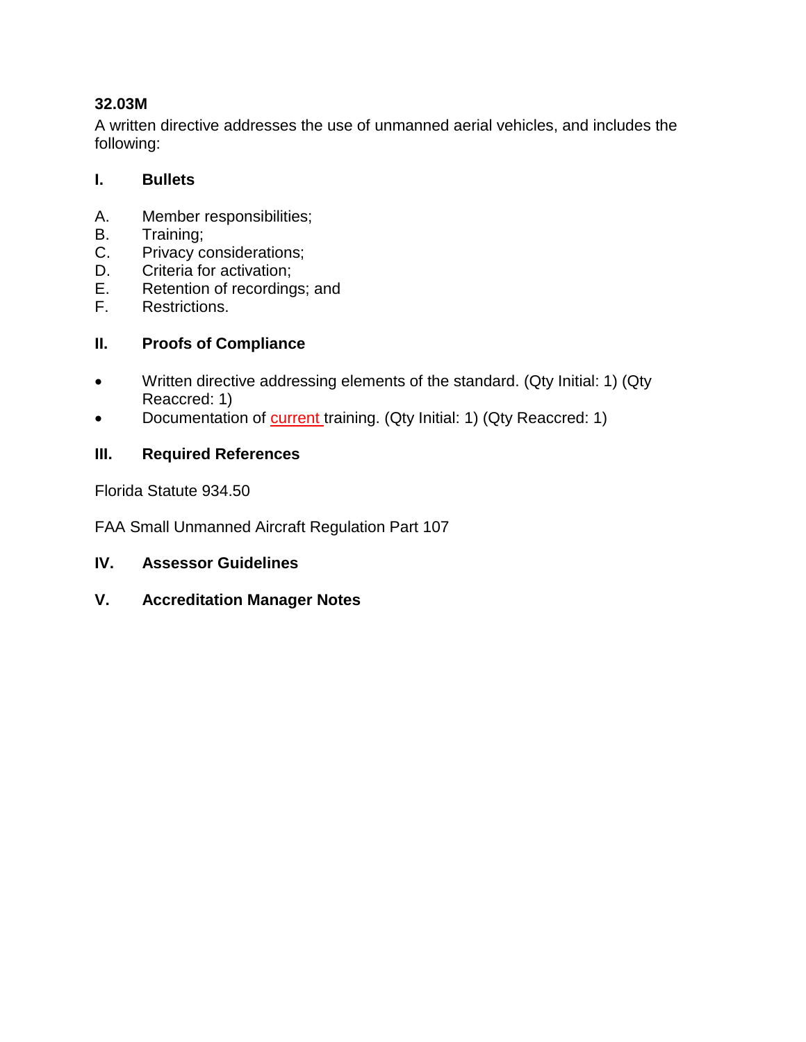**32.03M**

A written directive addresses the use of unmanned aerial vehicles, and includes the following:

## I. Bullets

A. Member responsibilities;
B. Training;
C. Privacy considerations;
D. Criteria for activation;
E. Retention of recordings; and
F. Restrictions.

## II. Proofs of Compliance

- Written directive addressing elements of the standard. (Qty Initial: 1) (Qty Reaccred: 1)
- Documentation of current training. (Qty Initial: 1) (Qty Reaccred: 1)

## III. Required References

Florida Statute 934.50

FAA Small Unmanned Aircraft Regulation Part 107

## IV. Assessor Guidelines

## V. Accreditation Manager Notes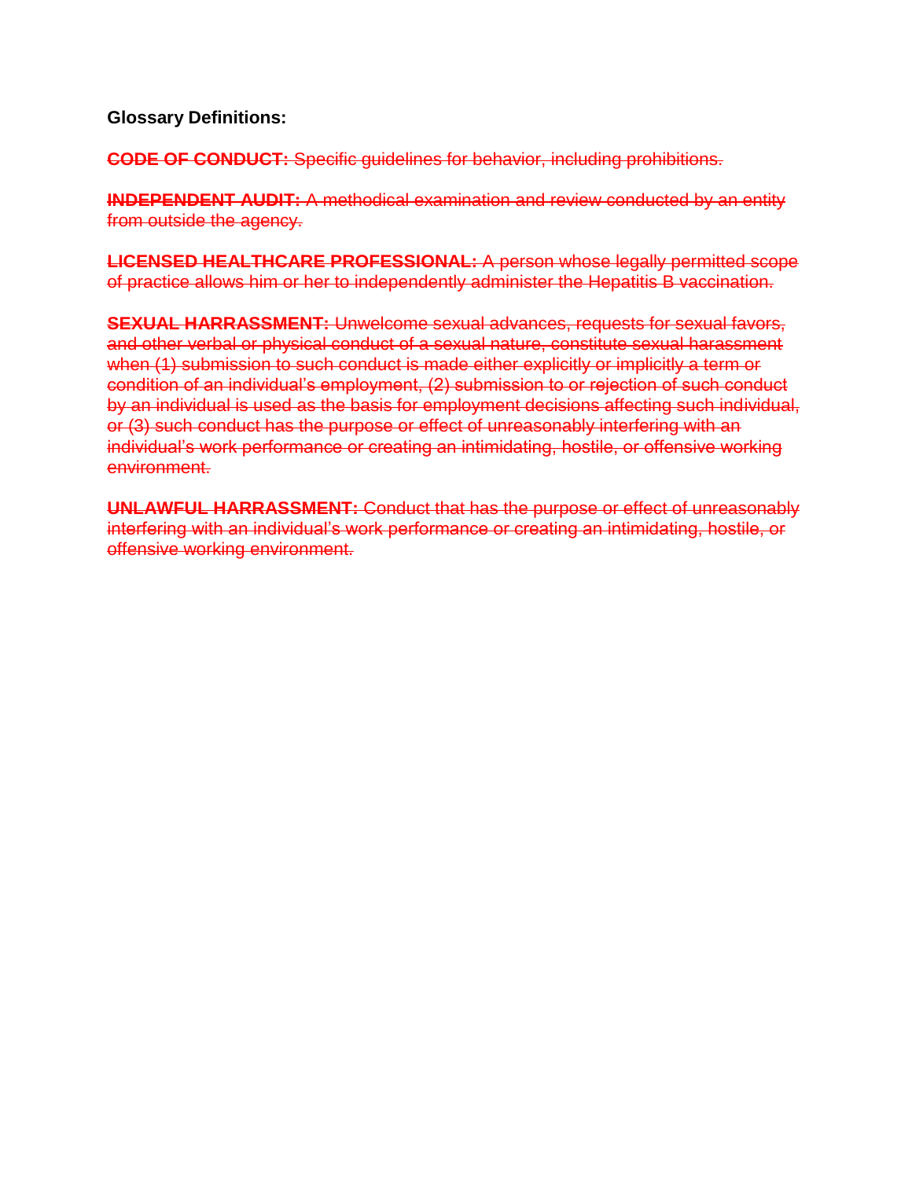**Glossary Definitions:**

~~**CODE OF CONDUCT:** Specific guidelines for behavior, including prohibitions.~~

~~**INDEPENDENT AUDIT:** A methodical examination and review conducted by an entity from outside the agency.~~

~~**LICENSED HEALTHCARE PROFESSIONAL:** A person whose legally permitted scope of practice allows him or her to independently administer the Hepatitis B vaccination.~~

~~**SEXUAL HARRASSMENT:** Unwelcome sexual advances, requests for sexual favors, and other verbal or physical conduct of a sexual nature, constitute sexual harassment when (1) submission to such conduct is made either explicitly or implicitly a term or condition of an individual's employment, (2) submission to or rejection of such conduct by an individual is used as the basis for employment decisions affecting such individual, or (3) such conduct has the purpose or effect of unreasonably interfering with an individual's work performance or creating an intimidating, hostile, or offensive working environment.~~

~~**UNLAWFUL HARRASSMENT:** Conduct that has the purpose or effect of unreasonably interfering with an individual's work performance or creating an intimidating, hostile, or offensive working environment.~~